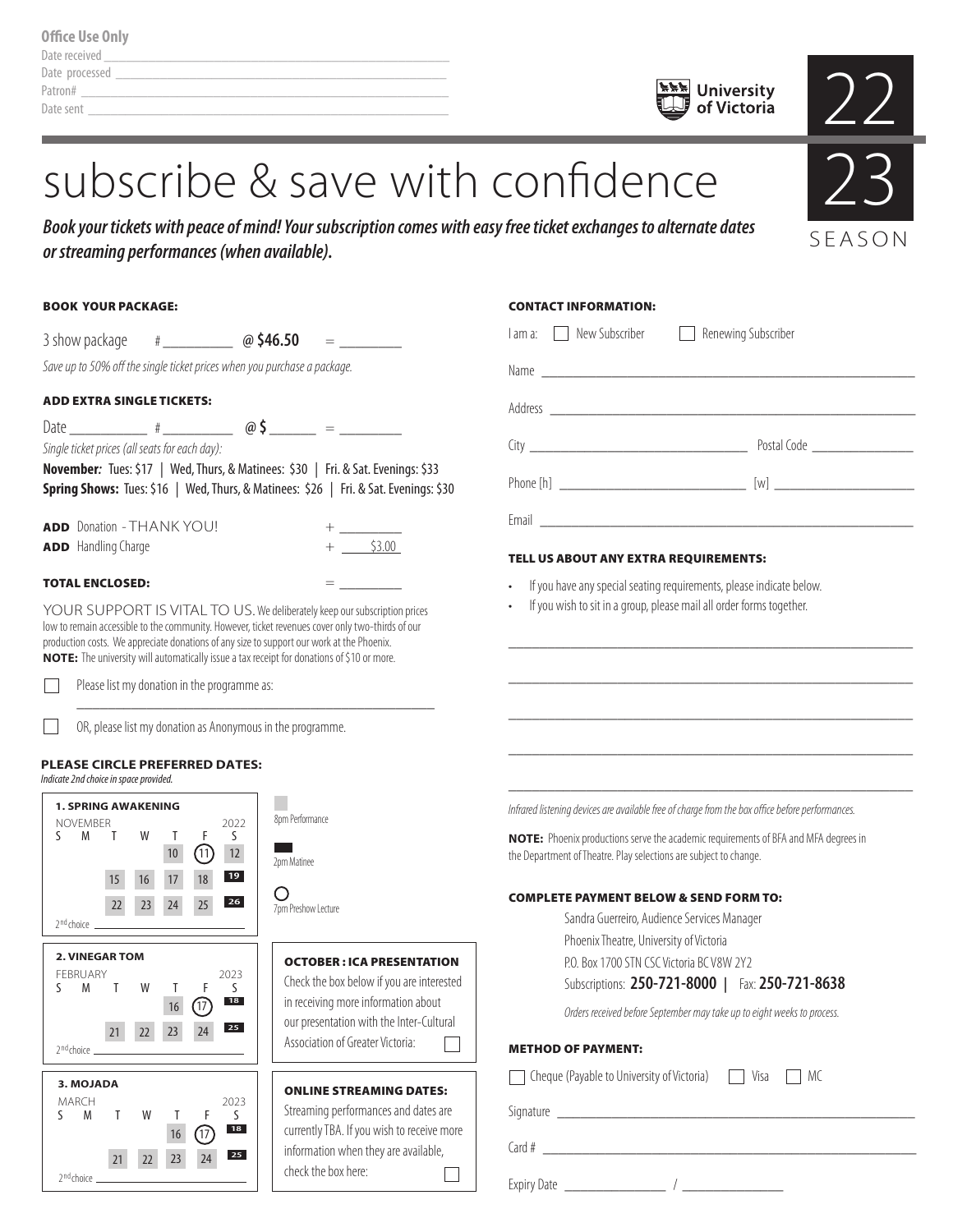**Office Use Only**

Date received ____________________

Date processed ____________________

Patron# ____________________

Date sent ____________________

University of Victoria

22 23 SEASON

# subscribe & save with confidence

***Book your tickets with peace of mind! Your subscription comes with easy free ticket exchanges to alternate dates or streaming performances (when available).***

## BOOK YOUR PACKAGE:

3 show package # ________ @ **$46.50** = ________

*Save up to 50% off the single ticket prices when you purchase a package.*

## ADD EXTRA SINGLE TICKETS:

Date ________ # ________ @ **$** ______ = ________

*Single ticket prices (all seats for each day):*

**November:** Tues: $17 | Wed, Thurs, & Matinees: $30 | Fri. & Sat. Evenings: $33

**Spring Shows:** Tues: $16 | Wed, Thurs, & Matinees: $26 | Fri. & Sat. Evenings: $30

**ADD** Donation - THANK YOU! + ________

**ADD** Handling Charge + $3.00

**TOTAL ENCLOSED:** = ________

YOUR SUPPORT IS VITAL TO US. We deliberately keep our subscription prices low to remain accessible to the community. However, ticket revenues cover only two-thirds of our production costs. We appreciate donations of any size to support our work at the Phoenix. **NOTE:** The university will automatically issue a tax receipt for donations of $10 or more.

☐ Please list my donation in the programme as: ____________________

☐ OR, please list my donation as Anonymous in the programme.

## PLEASE CIRCLE PREFERRED DATES:

*Indicate 2nd choice in space provided.*

**1. SPRING AWAKENING**

NOVEMBER 2022

| S | M | T | W | T | F | S |
|---|---|---|---|---|---|---|
| | | | | 10 | (11) | 12 |
| | | 15 | 16 | 17 | 18 | 19 |
| | | 22 | 23 | 24 | 25 | 26 |

2nd choice ________

**2. VINEGAR TOM**

FEBRUARY 2023

| S | M | T | W | T | F | S |
|---|---|---|---|---|---|---|
| | | | | 16 | (17) | 18 |
| | | 21 | 22 | 23 | 24 | 25 |

2nd choice ________

**3. MOJADA**

MARCH 2023

| S | M | T | W | T | F | S |
|---|---|---|---|---|---|---|
| | | | | 16 | (17) | 18 |
| | | 21 | 22 | 23 | 24 | 25 |

2nd choice ________

Legend: 8pm Performance (grey) | 2pm Matinee (black) | 7pm Preshow Lecture (circle)

**OCTOBER : ICA PRESENTATION**

Check the box below if you are interested in receiving more information about our presentation with the Inter-Cultural Association of Greater Victoria: ☐

**ONLINE STREAMING DATES:**

Streaming performances and dates are currently TBA. If you wish to receive more information when they are available, check the box here: ☐

## CONTACT INFORMATION:

I am a: ☐ New Subscriber ☐ Renewing Subscriber

Name ____________________

Address ____________________

City ____________________ Postal Code ________

Phone [h] ____________________ [w] ____________________

Email ____________________

## TELL US ABOUT ANY EXTRA REQUIREMENTS:

- If you have any special seating requirements, please indicate below.
- If you wish to sit in a group, please mail all order forms together.

____________________

____________________

____________________

____________________

____________________

*Infrared listening devices are available free of charge from the box office before performances.*

**NOTE:** Phoenix productions serve the academic requirements of BFA and MFA degrees in the Department of Theatre. Play selections are subject to change.

## COMPLETE PAYMENT BELOW & SEND FORM TO:

Sandra Guerreiro, Audience Services Manager
Phoenix Theatre, University of Victoria
P.O. Box 1700 STN CSC Victoria BC V8W 2Y2
Subscriptions: **250-721-8000** | Fax: **250-721-8638**

*Orders received before September may take up to eight weeks to process.*

## METHOD OF PAYMENT:

☐ Cheque (Payable to University of Victoria) ☐ Visa ☐ MC

Signature ____________________

Card # ____________________

Expiry Date ________ / ________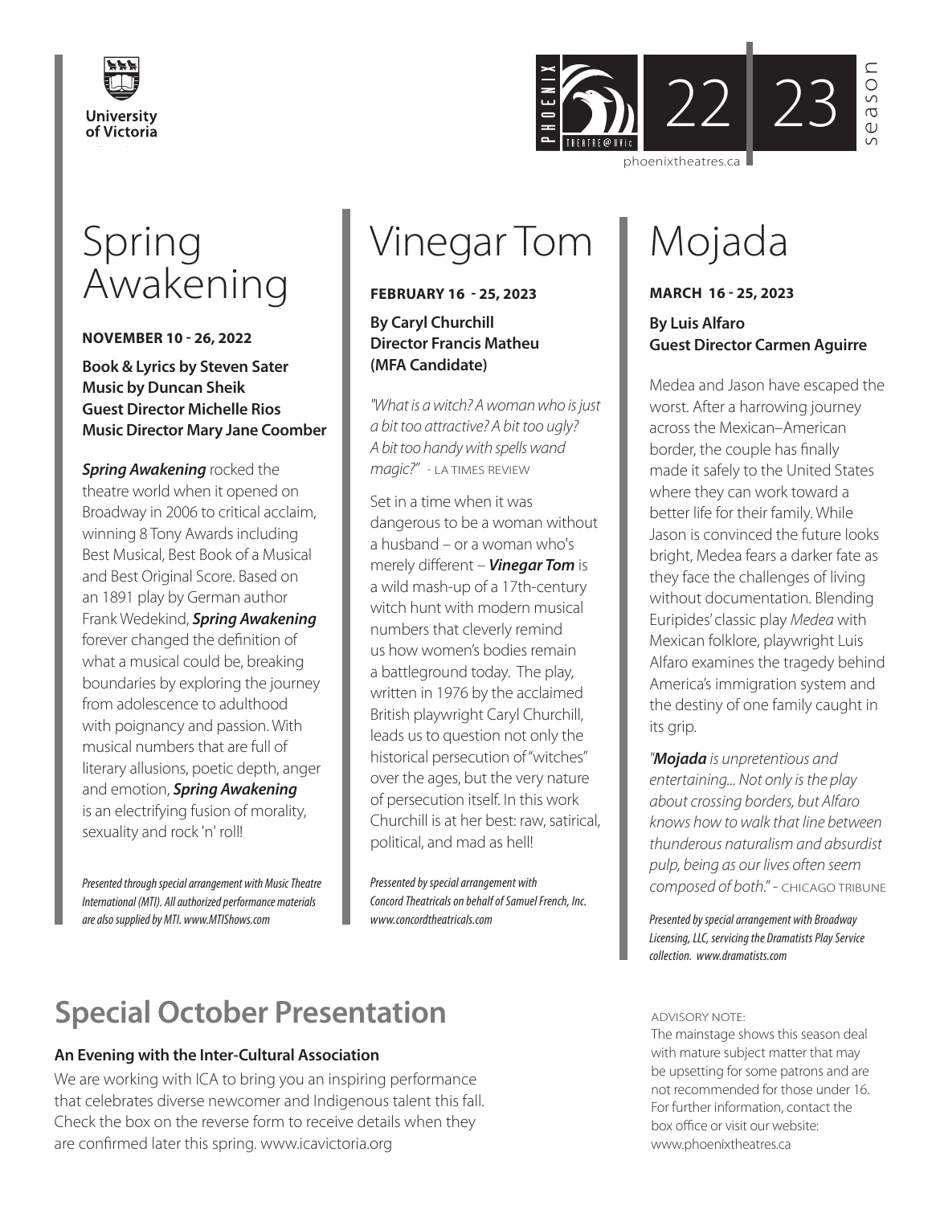University of Victoria

PHOENIX THEATRE@UVic 22 | 23 season

phoenixtheatres.ca

# Spring Awakening

**NOVEMBER 10 - 26, 2022**

**Book & Lyrics by Steven Sater**
**Music by Duncan Sheik**
**Guest Director Michelle Rios**
**Music Director Mary Jane Coomber**

***Spring Awakening*** rocked the theatre world when it opened on Broadway in 2006 to critical acclaim, winning 8 Tony Awards including Best Musical, Best Book of a Musical and Best Original Score. Based on an 1891 play by German author Frank Wedekind, ***Spring Awakening*** forever changed the definition of what a musical could be, breaking boundaries by exploring the journey from adolescence to adulthood with poignancy and passion. With musical numbers that are full of literary allusions, poetic depth, anger and emotion, ***Spring Awakening*** is an electrifying fusion of morality, sexuality and rock 'n' roll!

*Presented through special arrangement with Music Theatre International (MTI). All authorized performance materials are also supplied by MTI. www.MTIShows.com*

# Vinegar Tom

**FEBRUARY 16 - 25, 2023**

**By Caryl Churchill**
**Director Francis Matheu (MFA Candidate)**

*"What is a witch? A woman who is just a bit too attractive? A bit too ugly? A bit too handy with spells wand magic?"* - LA TIMES REVIEW

Set in a time when it was dangerous to be a woman without a husband – or a woman who's merely different – ***Vinegar Tom*** is a wild mash-up of a 17th-century witch hunt with modern musical numbers that cleverly remind us how women's bodies remain a battleground today. The play, written in 1976 by the acclaimed British playwright Caryl Churchill, leads us to question not only the historical persecution of "witches" over the ages, but the very nature of persecution itself. In this work Churchill is at her best: raw, satirical, political, and mad as hell!

*Pressented by special arrangement with Concord Theatricals on behalf of Samuel French, Inc. www.concordtheatricals.com*

# Mojada

**MARCH 16 - 25, 2023**

**By Luis Alfaro**
**Guest Director Carmen Aguirre**

Medea and Jason have escaped the worst. After a harrowing journey across the Mexican–American border, the couple has finally made it safely to the United States where they can work toward a better life for their family. While Jason is convinced the future looks bright, Medea fears a darker fate as they face the challenges of living without documentation. Blending Euripides' classic play *Medea* with Mexican folklore, playwright Luis Alfaro examines the tragedy behind America's immigration system and the destiny of one family caught in its grip.

*"**Mojada** is unpretentious and entertaining... Not only is the play about crossing borders, but Alfaro knows how to walk that line between thunderous naturalism and absurdist pulp, being as our lives often seem composed of both."* - CHICAGO TRIBUNE

*Presented by special arrangement with Broadway Licensing, LLC, servicing the Dramatists Play Service collection. www.dramatists.com*

## Special October Presentation

**An Evening with the Inter-Cultural Association**

We are working with ICA to bring you an inspiring performance that celebrates diverse newcomer and Indigenous talent this fall. Check the box on the reverse form to receive details when they are confirmed later this spring. www.icavictoria.org

ADVISORY NOTE:
The mainstage shows this season deal with mature subject matter that may be upsetting for some patrons and are not recommended for those under 16. For further information, contact the box office or visit our website: www.phoenixtheatres.ca